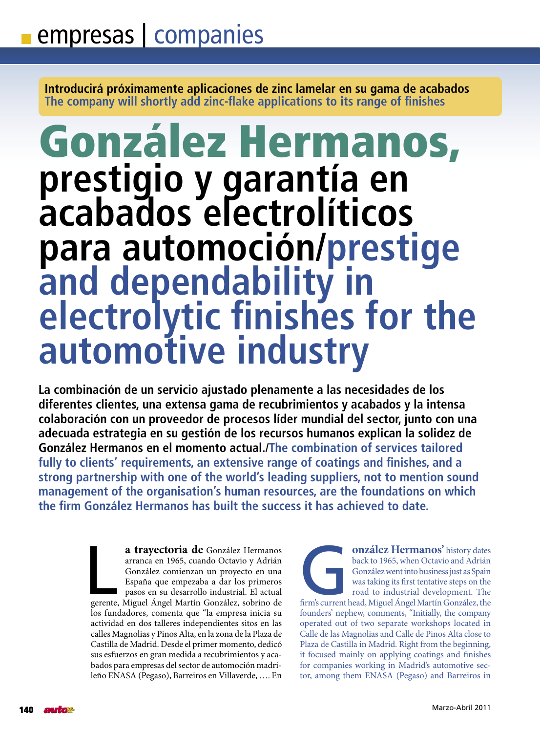Introducirá próximamente aplicaciones de zinc lamelar en su gama de acabados
The company will shortly add zinc-flake applications to its range of finishes

# González Hermanos, prestigio y garantía en acabados electrolíticos para automoción/prestige and dependability in electrolytic finishes for the automotive industry

**La combinación de un servicio ajustado plenamente a las necesidades de los diferentes clientes, una extensa gama de recubrimientos y acabados y la intensa colaboración con un proveedor de procesos líder mundial del sector, junto con una adecuada estrategia en su gestión de los recursos humanos explican la solidez de González Hermanos en el momento actual./The combination of services tailored fully to clients' requirements, an extensive range of coatings and finishes, and a strong partnership with one of the world's leading suppliers, not to mention sound management of the organisation's human resources, are the foundations on which the firm González Hermanos has built the success it has achieved to date.**

**La trayectoria de** González Hermanos arranca en 1965, cuando Octavio y Adrián González comienzan un proyecto en una España que empezaba a dar los primeros pasos en su desarrollo industrial. El actual gerente, Miguel Ángel Martín González, sobrino de los fundadores, comenta que "la empresa inicia su actividad en dos talleres independientes sitos en las calles Magnolias y Pinos Alta, en la zona de la Plaza de Castilla de Madrid. Desde el primer momento, dedicó sus esfuerzos en gran medida a recubrimientos y acabados para empresas del sector de automoción madrileño ENASA (Pegaso), Barreiros en Villaverde, …. En

**González Hermanos'** history dates back to 1965, when Octavio and Adrián González went into business just as Spain was taking its first tentative steps on the road to industrial development. The firm's current head, Miguel Ángel Martín González, the founders' nephew, comments, "Initially, the company operated out of two separate workshops located in Calle de las Magnolias and Calle de Pinos Alta close to Plaza de Castilla in Madrid. Right from the beginning, it focused mainly on applying coatings and finishes for companies working in Madrid's automotive sector, among them ENASA (Pegaso) and Barreiros in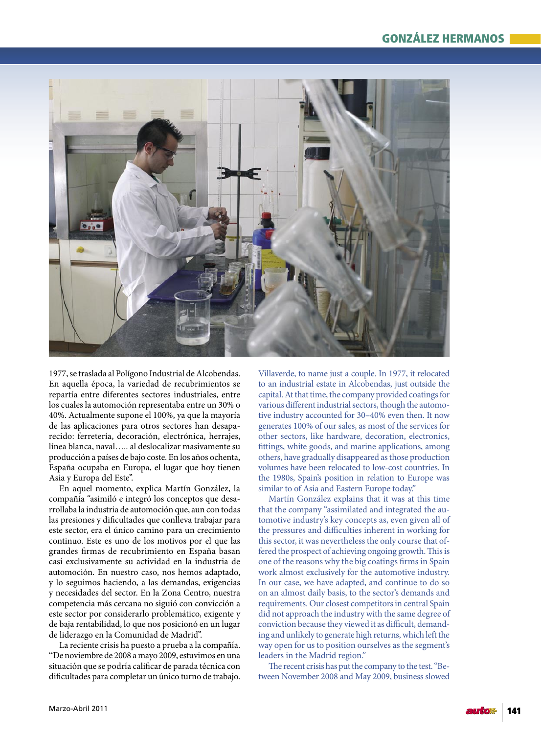1977, se traslada al Polígono Industrial de Alcobendas. En aquella época, la variedad de recubrimientos se repartía entre diferentes sectores industriales, entre los cuales la automoción representaba entre un 30% o 40%. Actualmente supone el 100%, ya que la mayoría de las aplicaciones para otros sectores han desaparecido: ferretería, decoración, electrónica, herrajes, línea blanca, naval….. al deslocalizar masivamente su producción a países de bajo coste. En los años ochenta, España ocupaba en Europa, el lugar que hoy tienen Asia y Europa del Este".

En aquel momento, explica Martín González, la compañía "asimiló e integró los conceptos que desarrollaba la industria de automoción que, aun con todas las presiones y dificultades que conlleva trabajar para este sector, era el único camino para un crecimiento continuo. Este es uno de los motivos por el que las grandes firmas de recubrimiento en España basan casi exclusivamente su actividad en la industria de automoción. En nuestro caso, nos hemos adaptado, y lo seguimos haciendo, a las demandas, exigencias y necesidades del sector. En la Zona Centro, nuestra competencia más cercana no siguió con convicción a este sector por considerarlo problemático, exigente y de baja rentabilidad, lo que nos posicionó en un lugar de liderazgo en la Comunidad de Madrid".

La reciente crisis ha puesto a prueba a la compañía. "De noviembre de 2008 a mayo 2009, estuvimos en una situación que se podría calificar de parada técnica con dificultades para completar un único turno de trabajo.

Villaverde, to name just a couple. In 1977, it relocated to an industrial estate in Alcobendas, just outside the capital. At that time, the company provided coatings for various different industrial sectors, though the automotive industry accounted for 30–40% even then. It now generates 100% of our sales, as most of the services for other sectors, like hardware, decoration, electronics, fittings, white goods, and marine applications, among others, have gradually disappeared as those production volumes have been relocated to low-cost countries. In the 1980s, Spain's position in relation to Europe was similar to of Asia and Eastern Europe today."

Martín González explains that it was at this time that the company "assimilated and integrated the automotive industry's key concepts as, even given all of the pressures and difficulties inherent in working for this sector, it was nevertheless the only course that offered the prospect of achieving ongoing growth. This is one of the reasons why the big coatings firms in Spain work almost exclusively for the automotive industry. In our case, we have adapted, and continue to do so on an almost daily basis, to the sector's demands and requirements. Our closest competitors in central Spain did not approach the industry with the same degree of conviction because they viewed it as difficult, demanding and unlikely to generate high returns, which left the way open for us to position ourselves as the segment's leaders in the Madrid region."

The recent crisis has put the company to the test. "Between November 2008 and May 2009, business slowed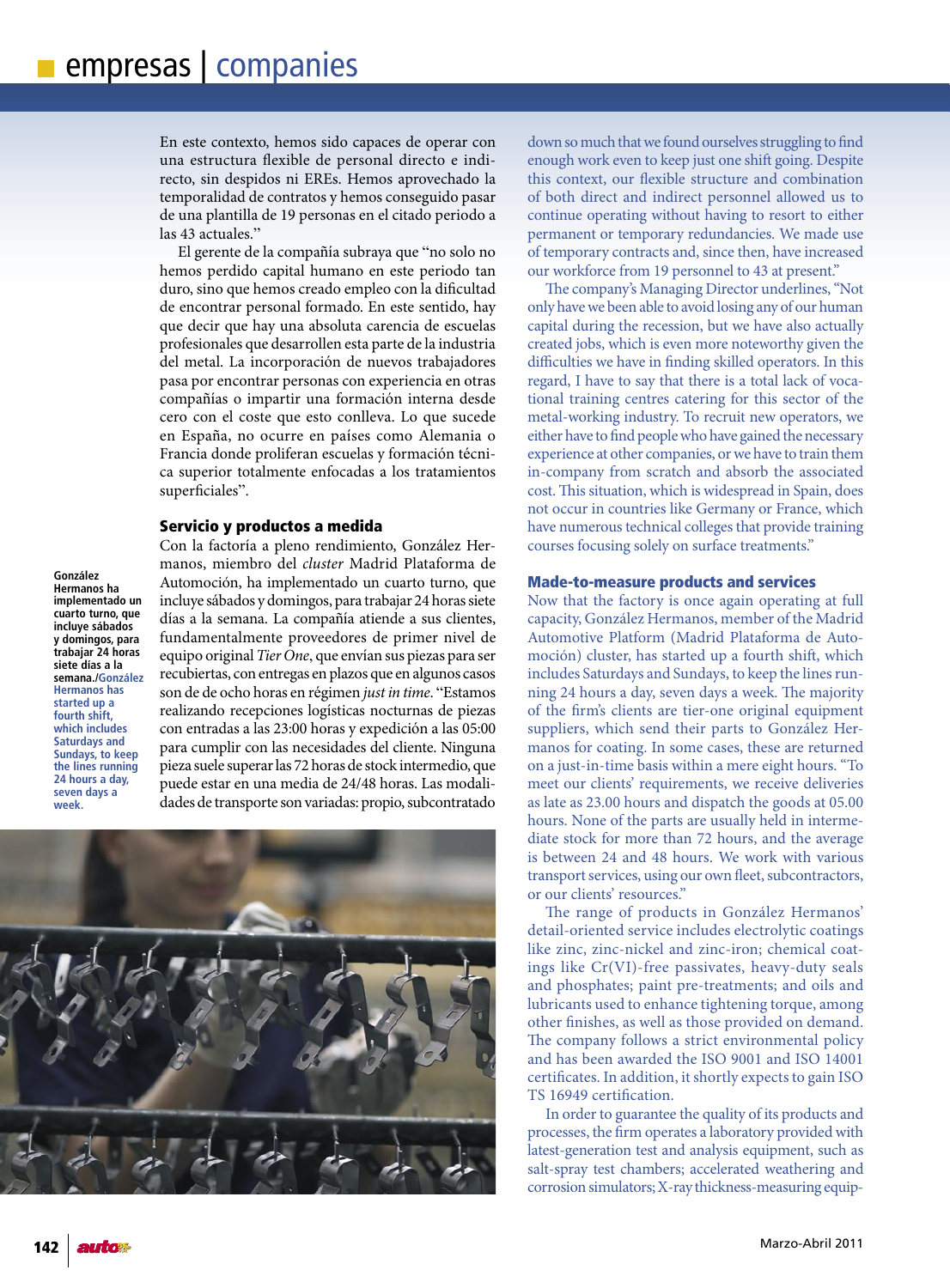En este contexto, hemos sido capaces de operar con una estructura flexible de personal directo e indirecto, sin despidos ni EREs. Hemos aprovechado la temporalidad de contratos y hemos conseguido pasar de una plantilla de 19 personas en el citado periodo a las 43 actuales."

El gerente de la compañía subraya que "no solo no hemos perdido capital humano en este periodo tan duro, sino que hemos creado empleo con la dificultad de encontrar personal formado. En este sentido, hay que decir que hay una absoluta carencia de escuelas profesionales que desarrollen esta parte de la industria del metal. La incorporación de nuevos trabajadores pasa por encontrar personas con experiencia en otras compañías o impartir una formación interna desde cero con el coste que esto conlleva. Lo que sucede en España, no ocurre en países como Alemania o Francia donde proliferan escuelas y formación técnica superior totalmente enfocadas a los tratamientos superficiales".

## Servicio y productos a medida

Con la factoría a pleno rendimiento, González Hermanos, miembro del *cluster* Madrid Plataforma de Automoción, ha implementado un cuarto turno, que incluye sábados y domingos, para trabajar 24 horas siete días a la semana. La compañía atiende a sus clientes, fundamentalmente proveedores de primer nivel de equipo original *Tier One*, que envían sus piezas para ser recubiertas, con entregas en plazos que en algunos casos son de de ocho horas en régimen *just in time*. "Estamos realizando recepciones logísticas nocturnas de piezas con entradas a las 23:00 horas y expedición a las 05:00 para cumplir con las necesidades del cliente. Ninguna pieza suele superar las 72 horas de stock intermedio, que puede estar en una media de 24/48 horas. Las modalidades de transporte son variadas: propio, subcontratado

**González Hermanos ha implementado un cuarto turno, que incluye sábados y domingos, para trabajar 24 horas siete días a la semana./González Hermanos has started up a fourth shift, which includes Saturdays and Sundays, to keep the lines running 24 hours a day, seven days a week.**

down so much that we found ourselves struggling to find enough work even to keep just one shift going. Despite this context, our flexible structure and combination of both direct and indirect personnel allowed us to continue operating without having to resort to either permanent or temporary redundancies. We made use of temporary contracts and, since then, have increased our workforce from 19 personnel to 43 at present."

The company's Managing Director underlines, "Not only have we been able to avoid losing any of our human capital during the recession, but we have also actually created jobs, which is even more noteworthy given the difficulties we have in finding skilled operators. In this regard, I have to say that there is a total lack of vocational training centres catering for this sector of the metal-working industry. To recruit new operators, we either have to find people who have gained the necessary experience at other companies, or we have to train them in-company from scratch and absorb the associated cost. This situation, which is widespread in Spain, does not occur in countries like Germany or France, which have numerous technical colleges that provide training courses focusing solely on surface treatments."

## Made-to-measure products and services

Now that the factory is once again operating at full capacity, González Hermanos, member of the Madrid Automotive Platform (Madrid Plataforma de Automoción) cluster, has started up a fourth shift, which includes Saturdays and Sundays, to keep the lines running 24 hours a day, seven days a week. The majority of the firm's clients are tier-one original equipment suppliers, which send their parts to González Hermanos for coating. In some cases, these are returned on a just-in-time basis within a mere eight hours. "To meet our clients' requirements, we receive deliveries as late as 23.00 hours and dispatch the goods at 05.00 hours. None of the parts are usually held in intermediate stock for more than 72 hours, and the average is between 24 and 48 hours. We work with various transport services, using our own fleet, subcontractors, or our clients' resources."

The range of products in González Hermanos' detail-oriented service includes electrolytic coatings like zinc, zinc-nickel and zinc-iron; chemical coatings like Cr(VI)-free passivates, heavy-duty seals and phosphates; paint pre-treatments; and oils and lubricants used to enhance tightening torque, among other finishes, as well as those provided on demand. The company follows a strict environmental policy and has been awarded the ISO 9001 and ISO 14001 certificates. In addition, it shortly expects to gain ISO TS 16949 certification.

In order to guarantee the quality of its products and processes, the firm operates a laboratory provided with latest-generation test and analysis equipment, such as salt-spray test chambers; accelerated weathering and corrosion simulators; X-ray thickness-measuring equip-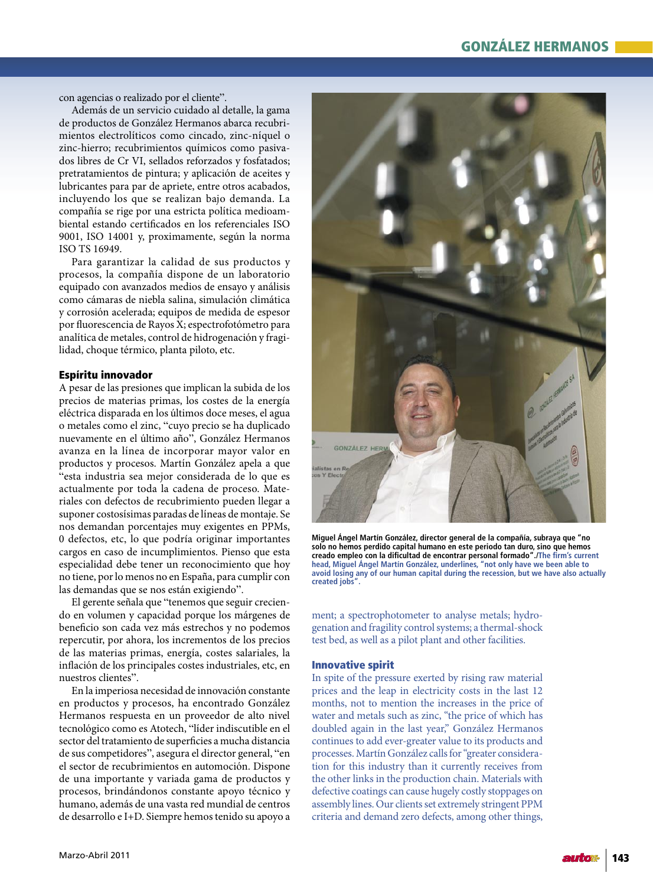con agencias o realizado por el cliente".

Además de un servicio cuidado al detalle, la gama de productos de González Hermanos abarca recubrimientos electrolíticos como cincado, zinc-níquel o zinc-hierro; recubrimientos químicos como pasivados libres de Cr VI, sellados reforzados y fosfatados; pretratamientos de pintura; y aplicación de aceites y lubricantes para par de apriete, entre otros acabados, incluyendo los que se realizan bajo demanda. La compañía se rige por una estricta política medioambiental estando certificados en los referenciales ISO 9001, ISO 14001 y, proximamente, según la norma ISO TS 16949.

Para garantizar la calidad de sus productos y procesos, la compañía dispone de un laboratorio equipado con avanzados medios de ensayo y análisis como cámaras de niebla salina, simulación climática y corrosión acelerada; equipos de medida de espesor por fluorescencia de Rayos X; espectrofotómetro para analítica de metales, control de hidrogenación y fragilidad, choque térmico, planta piloto, etc.

## Espíritu innovador

A pesar de las presiones que implican la subida de los precios de materias primas, los costes de la energía eléctrica disparada en los últimos doce meses, el agua o metales como el zinc, "cuyo precio se ha duplicado nuevamente en el último año", González Hermanos avanza en la línea de incorporar mayor valor en productos y procesos. Martín González apela a que "esta industria sea mejor considerada de lo que es actualmente por toda la cadena de proceso. Materiales con defectos de recubrimiento pueden llegar a suponer costosísimas paradas de líneas de montaje. Se nos demandan porcentajes muy exigentes en PPMs, 0 defectos, etc, lo que podría originar importantes cargos en caso de incumplimientos. Pienso que esta especialidad debe tener un reconocimiento que hoy no tiene, por lo menos no en España, para cumplir con las demandas que se nos están exigiendo".

El gerente señala que "tenemos que seguir creciendo en volumen y capacidad porque los márgenes de beneficio son cada vez más estrechos y no podemos repercutir, por ahora, los incrementos de los precios de las materias primas, energía, costes salariales, la inflación de los principales costes industriales, etc, en nuestros clientes".

En la imperiosa necesidad de innovación constante en productos y procesos, ha encontrado González Hermanos respuesta en un proveedor de alto nivel tecnológico como es Atotech, "líder indiscutible en el sector del tratamiento de superficies a mucha distancia de sus competidores", asegura el director general, "en el sector de recubrimientos en automoción. Dispone de una importante y variada gama de productos y procesos, brindándonos constante apoyo técnico y humano, además de una vasta red mundial de centros de desarrollo e I+D. Siempre hemos tenido su apoyo a

**Miguel Ángel Martín González, director general de la compañía, subraya que "no solo no hemos perdido capital humano en este periodo tan duro, sino que hemos creado empleo con la dificultad de encontrar personal formado"./The firm's current head, Miguel Ángel Martín González, underlines, "not only have we been able to avoid losing any of our human capital during the recession, but we have also actually created jobs".**

ment; a spectrophotometer to analyse metals; hydrogenation and fragility control systems; a thermal-shock test bed, as well as a pilot plant and other facilities.

## Innovative spirit

In spite of the pressure exerted by rising raw material prices and the leap in electricity costs in the last 12 months, not to mention the increases in the price of water and metals such as zinc, "the price of which has doubled again in the last year," González Hermanos continues to add ever-greater value to its products and processes. Martín González calls for "greater consideration for this industry than it currently receives from the other links in the production chain. Materials with defective coatings can cause hugely costly stoppages on assembly lines. Our clients set extremely stringent PPM criteria and demand zero defects, among other things,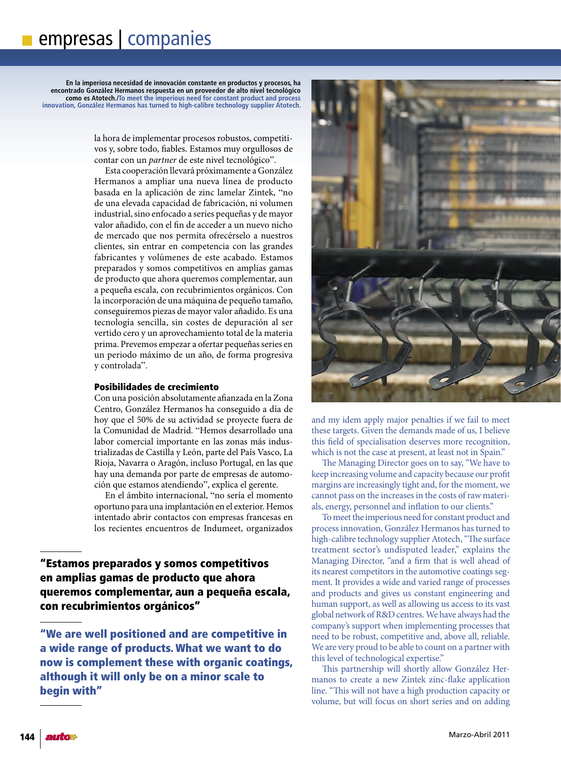En la imperiosa necesidad de innovación constante en productos y procesos, ha encontrado González Hermanos respuesta en un proveedor de alto nivel tecnológico como es Atotech./To meet the imperious need for constant product and process innovation, González Hermanos has turned to high-calibre technology supplier Atotech.

la hora de implementar procesos robustos, competitivos y, sobre todo, fiables. Estamos muy orgullosos de contar con un *partner* de este nivel tecnológico".

Esta cooperación llevará próximamente a González Hermanos a ampliar una nueva línea de producto basada en la aplicación de zinc lamelar Zintek, "no de una elevada capacidad de fabricación, ni volumen industrial, sino enfocado a series pequeñas y de mayor valor añadido, con el fin de acceder a un nuevo nicho de mercado que nos permita ofrecérselo a nuestros clientes, sin entrar en competencia con las grandes fabricantes y volúmenes de este acabado. Estamos preparados y somos competitivos en amplias gamas de producto que ahora queremos complementar, aun a pequeña escala, con recubrimientos orgánicos. Con la incorporación de una máquina de pequeño tamaño, conseguiremos piezas de mayor valor añadido. Es una tecnología sencilla, sin costes de depuración al ser vertido cero y un aprovechamiento total de la materia prima. Prevemos empezar a ofertar pequeñas series en un periodo máximo de un año, de forma progresiva y controlada".

### Posibilidades de crecimiento

Con una posición absolutamente afianzada en la Zona Centro, González Hermanos ha conseguido a día de hoy que el 50% de su actividad se proyecte fuera de la Comunidad de Madrid. "Hemos desarrollado una labor comercial importante en las zonas más industrializadas de Castilla y León, parte del País Vasco, La Rioja, Navarra o Aragón, incluso Portugal, en las que hay una demanda por parte de empresas de automoción que estamos atendiendo", explica el gerente.

En el ámbito internacional, "no sería el momento oportuno para una implantación en el exterior. Hemos intentado abrir contactos con empresas francesas en los recientes encuentros de Indumeet, organizados

**"Estamos preparados y somos competitivos en amplias gamas de producto que ahora queremos complementar, aun a pequeña escala, con recubrimientos orgánicos"**

**"We are well positioned and are competitive in a wide range of products. What we want to do now is complement these with organic coatings, although it will only be on a minor scale to begin with"**

and my idem apply major penalties if we fail to meet these targets. Given the demands made of us, I believe this field of specialisation deserves more recognition, which is not the case at present, at least not in Spain."

The Managing Director goes on to say, "We have to keep increasing volume and capacity because our profit margins are increasingly tight and, for the moment, we cannot pass on the increases in the costs of raw materials, energy, personnel and inflation to our clients."

To meet the imperious need for constant product and process innovation, González Hermanos has turned to high-calibre technology supplier Atotech, "The surface treatment sector's undisputed leader," explains the Managing Director, "and a firm that is well ahead of its nearest competitors in the automotive coatings segment. It provides a wide and varied range of processes and products and gives us constant engineering and human support, as well as allowing us access to its vast global network of R&D centres. We have always had the company's support when implementing processes that need to be robust, competitive and, above all, reliable. We are very proud to be able to count on a partner with this level of technological expertise."

This partnership will shortly allow González Hermanos to create a new Zintek zinc-flake application line. "This will not have a high production capacity or volume, but will focus on short series and on adding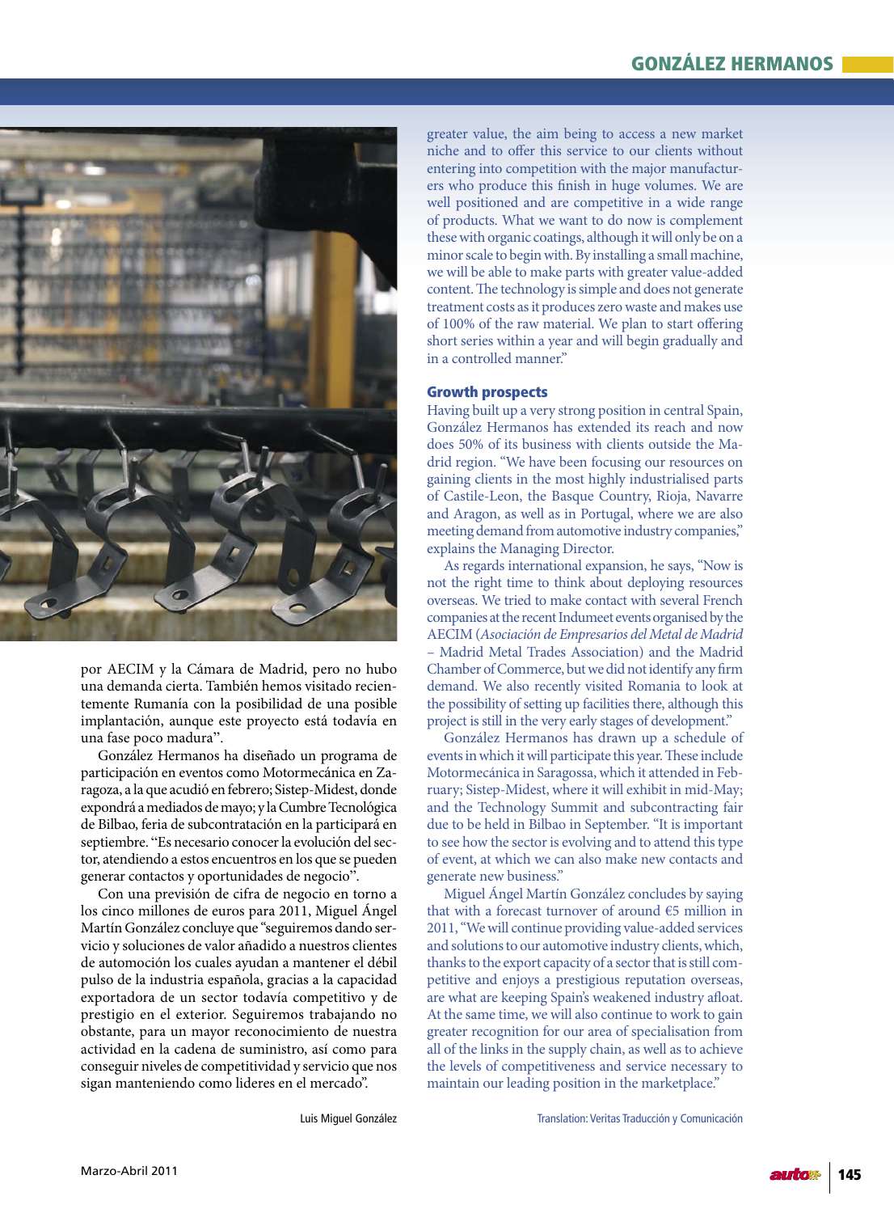por AECIM y la Cámara de Madrid, pero no hubo una demanda cierta. También hemos visitado recientemente Rumanía con la posibilidad de una posible implantación, aunque este proyecto está todavía en una fase poco madura".

González Hermanos ha diseñado un programa de participación en eventos como Motormecánica en Zaragoza, a la que acudió en febrero; Sistep-Midest, donde expondrá a mediados de mayo; y la Cumbre Tecnológica de Bilbao, feria de subcontratación en la participará en septiembre. "Es necesario conocer la evolución del sector, atendiendo a estos encuentros en los que se pueden generar contactos y oportunidades de negocio".

Con una previsión de cifra de negocio en torno a los cinco millones de euros para 2011, Miguel Ángel Martín González concluye que "seguiremos dando servicio y soluciones de valor añadido a nuestros clientes de automoción los cuales ayudan a mantener el débil pulso de la industria española, gracias a la capacidad exportadora de un sector todavía competitivo y de prestigio en el exterior. Seguiremos trabajando no obstante, para un mayor reconocimiento de nuestra actividad en la cadena de suministro, así como para conseguir niveles de competitividad y servicio que nos sigan manteniendo como líderes en el mercado".

Luis Miguel González

greater value, the aim being to access a new market niche and to offer this service to our clients without entering into competition with the major manufacturers who produce this finish in huge volumes. We are well positioned and are competitive in a wide range of products. What we want to do now is complement these with organic coatings, although it will only be on a minor scale to begin with. By installing a small machine, we will be able to make parts with greater value-added content. The technology is simple and does not generate treatment costs as it produces zero waste and makes use of 100% of the raw material. We plan to start offering short series within a year and will begin gradually and in a controlled manner."

## Growth prospects

Having built up a very strong position in central Spain, González Hermanos has extended its reach and now does 50% of its business with clients outside the Madrid region. "We have been focusing our resources on gaining clients in the most highly industrialised parts of Castile-Leon, the Basque Country, Rioja, Navarre and Aragon, as well as in Portugal, where we are also meeting demand from automotive industry companies," explains the Managing Director.

As regards international expansion, he says, "Now is not the right time to think about deploying resources overseas. We tried to make contact with several French companies at the recent Indumeet events organised by the AECIM (*Asociación de Empresarios del Metal de Madrid* – Madrid Metal Trades Association) and the Madrid Chamber of Commerce, but we did not identify any firm demand. We also recently visited Romania to look at the possibility of setting up facilities there, although this project is still in the very early stages of development."

González Hermanos has drawn up a schedule of events in which it will participate this year. These include Motormecánica in Saragossa, which it attended in February; Sistep-Midest, where it will exhibit in mid-May; and the Technology Summit and subcontracting fair due to be held in Bilbao in September. "It is important to see how the sector is evolving and to attend this type of event, at which we can also make new contacts and generate new business."

Miguel Ángel Martín González concludes by saying that with a forecast turnover of around €5 million in 2011, "We will continue providing value-added services and solutions to our automotive industry clients, which, thanks to the export capacity of a sector that is still competitive and enjoys a prestigious reputation overseas, are what are keeping Spain's weakened industry afloat. At the same time, we will also continue to work to gain greater recognition for our area of specialisation from all of the links in the supply chain, as well as to achieve the levels of competitiveness and service necessary to maintain our leading position in the marketplace."

Translation: Veritas Traducción y Comunicación